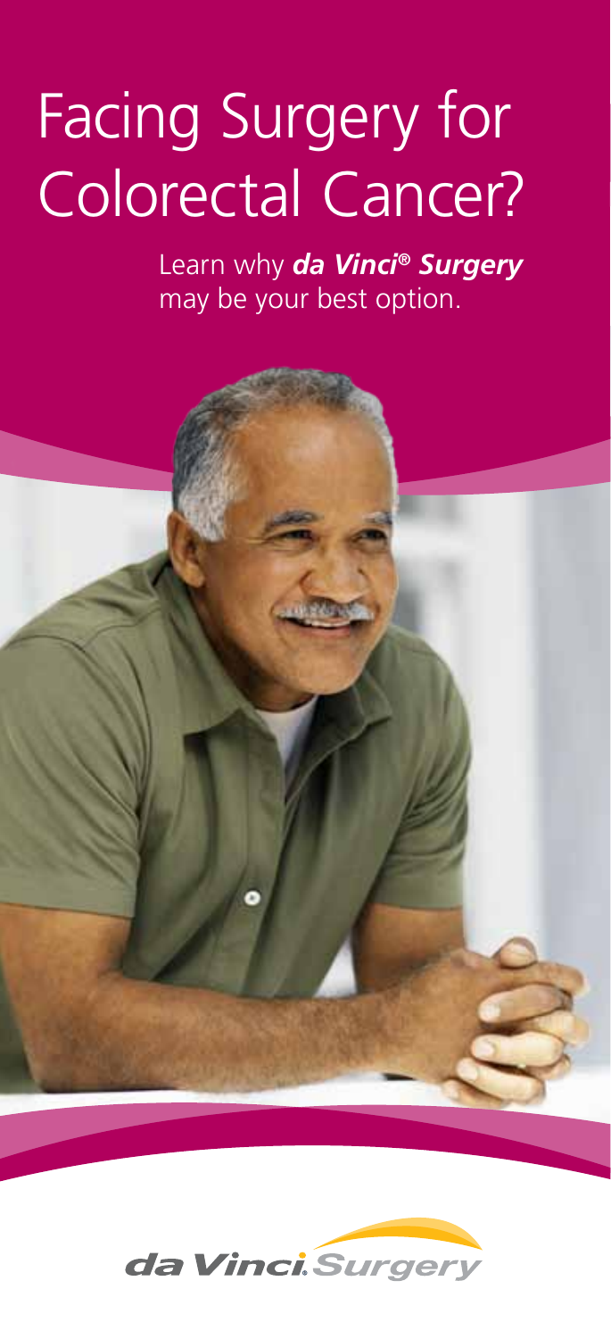# Facing Surgery for Colorectal Cancer?

Learn why ***da Vinci® Surgery*** may be your best option.

*da Vinci Surgery*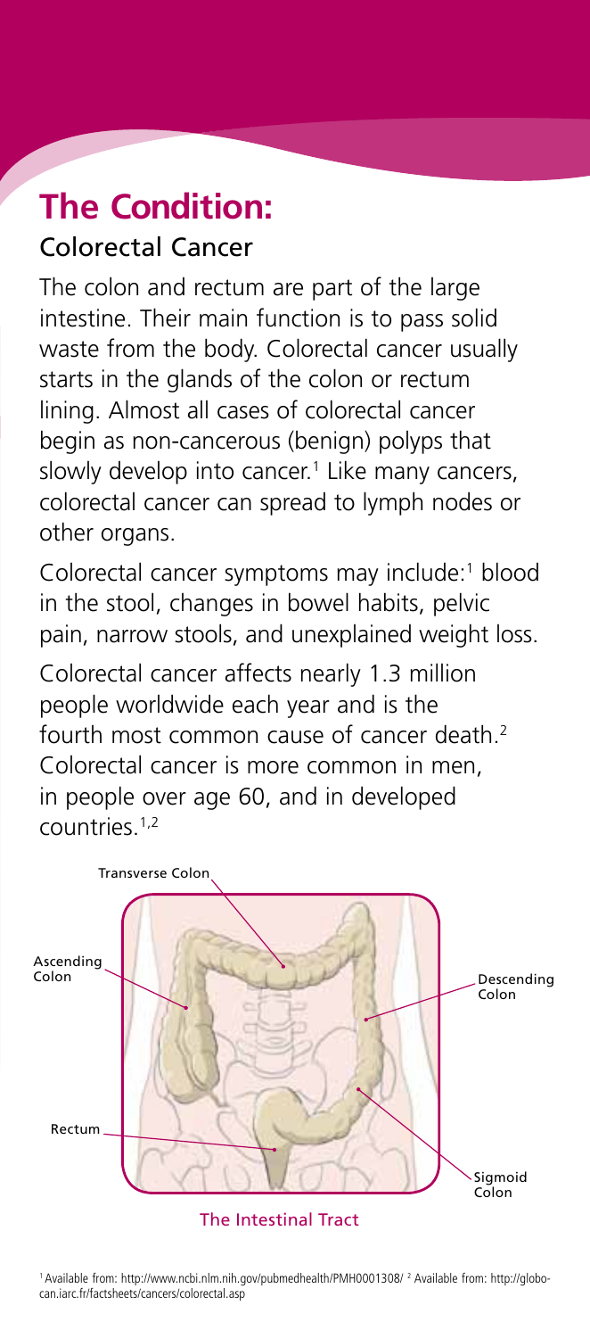# The Condition:

## Colorectal Cancer

The colon and rectum are part of the large intestine. Their main function is to pass solid waste from the body. Colorectal cancer usually starts in the glands of the colon or rectum lining. Almost all cases of colorectal cancer begin as non-cancerous (benign) polyps that slowly develop into cancer.[1] Like many cancers, colorectal cancer can spread to lymph nodes or other organs.

Colorectal cancer symptoms may include:[1] blood in the stool, changes in bowel habits, pelvic pain, narrow stools, and unexplained weight loss.

Colorectal cancer affects nearly 1.3 million people worldwide each year and is the fourth most common cause of cancer death.[2] Colorectal cancer is more common in men, in people over age 60, and in developed countries.[1,2]

Transverse Colon

Ascending Colon

Descending Colon

Rectum

Sigmoid Colon

The Intestinal Tract

[1] Available from: http://www.ncbi.nlm.nih.gov/pubmedhealth/PMH0001308/ [2] Available from: http://globocan.iarc.fr/factsheets/cancers/colorectal.asp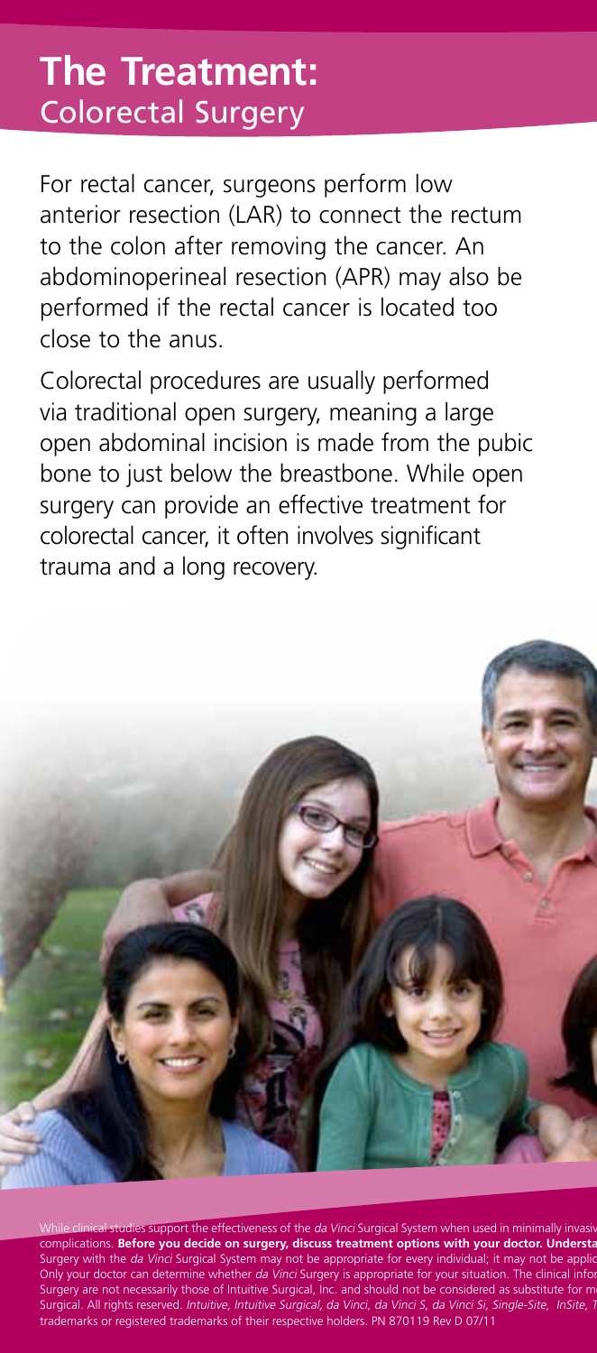# The Treatment:
## Colorectal Surgery

For rectal cancer, surgeons perform low anterior resection (LAR) to connect the rectum to the colon after removing the cancer. An abdominoperineal resection (APR) may also be performed if the rectal cancer is located too close to the anus.

Colorectal procedures are usually performed via traditional open surgery, meaning a large open abdominal incision is made from the pubic bone to just below the breastbone. While open surgery can provide an effective treatment for colorectal cancer, it often involves significant trauma and a long recovery.

While clinical studies support the effectiveness of the *da Vinci* Surgical System when used in minimally invasiv complications. **Before you decide on surgery, discuss treatment options with your doctor. Understa** Surgery with the *da Vinci* Surgical System may not be appropriate for every individual; it may not be applic Only your doctor can determine whether *da Vinci* Surgery is appropriate for your situation. The clinical infor Surgery are not necessarily those of Intuitive Surgical, Inc. and should not be considered as substitute for m Surgical. All rights reserved. *Intuitive, Intuitive Surgical, da Vinci, da Vinci S, da Vinci Si, Single-Site, InSite,* trademarks or registered trademarks of their respective holders. PN 870119 Rev D 07/11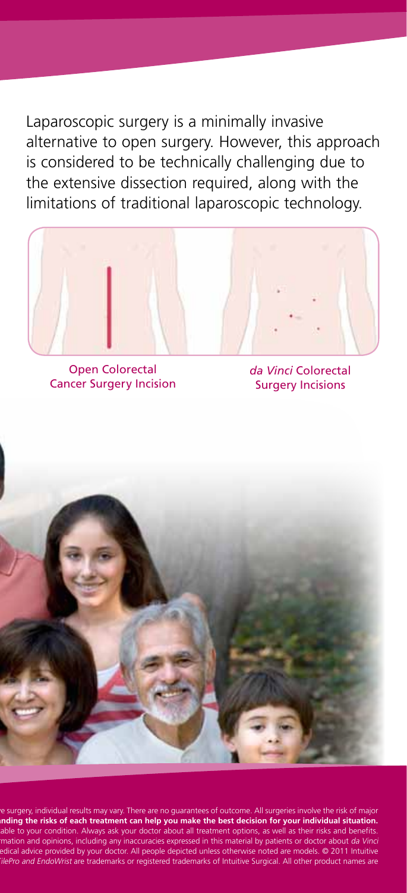Laparoscopic surgery is a minimally invasive alternative to open surgery. However, this approach is considered to be technically challenging due to the extensive dissection required, along with the limitations of traditional laparoscopic technology.

Open Colorectal Cancer Surgery Incision

*da Vinci* Colorectal Surgery Incisions

e surgery, individual results may vary. There are no guarantees of outcome. All surgeries involve the risk of major **nding the risks of each treatment can help you make the best decision for your individual situation.** able to your condition. Always ask your doctor about all treatment options, as well as their risks and benefits. mation and opinions, including any inaccuracies expressed in this material by patients or doctor about *da Vinci* edical advice provided by your doctor. All people depicted unless otherwise noted are models. © 2011 Intuitive *ilePro and EndoWrist* are trademarks or registered trademarks of Intuitive Surgical. All other product names are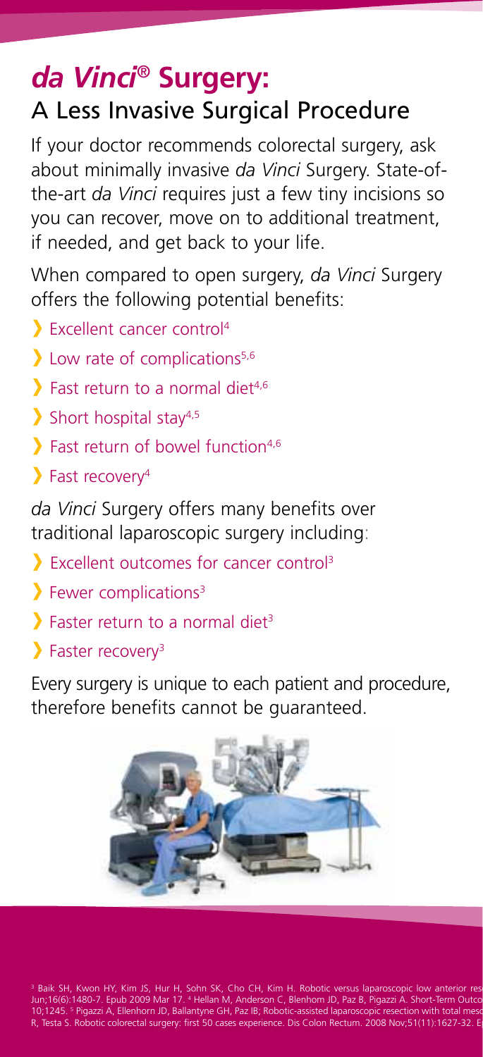# *da Vinci*® Surgery:

## A Less Invasive Surgical Procedure

If your doctor recommends colorectal surgery, ask about minimally invasive *da Vinci* Surgery. State-of-the-art *da Vinci* requires just a few tiny incisions so you can recover, move on to additional treatment, if needed, and get back to your life.

When compared to open surgery, *da Vinci* Surgery offers the following potential benefits:

- Excellent cancer control[4]
- Low rate of complications[5,6]
- Fast return to a normal diet[4,6]
- Short hospital stay[4,5]
- Fast return of bowel function[4,6]
- Fast recovery[4]

*da Vinci* Surgery offers many benefits over traditional laparoscopic surgery including:

- Excellent outcomes for cancer control[3]
- Fewer complications[3]
- Faster return to a normal diet[3]
- Faster recovery[3]

Every surgery is unique to each patient and procedure, therefore benefits cannot be guaranteed.

[3] Baik SH, Kwon HY, Kim JS, Hur H, Sohn SK, Cho CH, Kim H. Robotic versus laparoscopic low anterior res Jun;16(6):1480-7. Epub 2009 Mar 17. [4] Hellan M, Anderson C, Blenhom JD, Paz B, Pigazzi A. Short-Term Outco 10;1245. [5] Pigazzi A, Ellenhorn JD, Ballantyne GH, Paz IB; Robotic-assisted laparoscopic resection with total meso R, Testa S. Robotic colorectal surgery: first 50 cases experience. Dis Colon Rectum. 2008 Nov;51(11):1627-32. E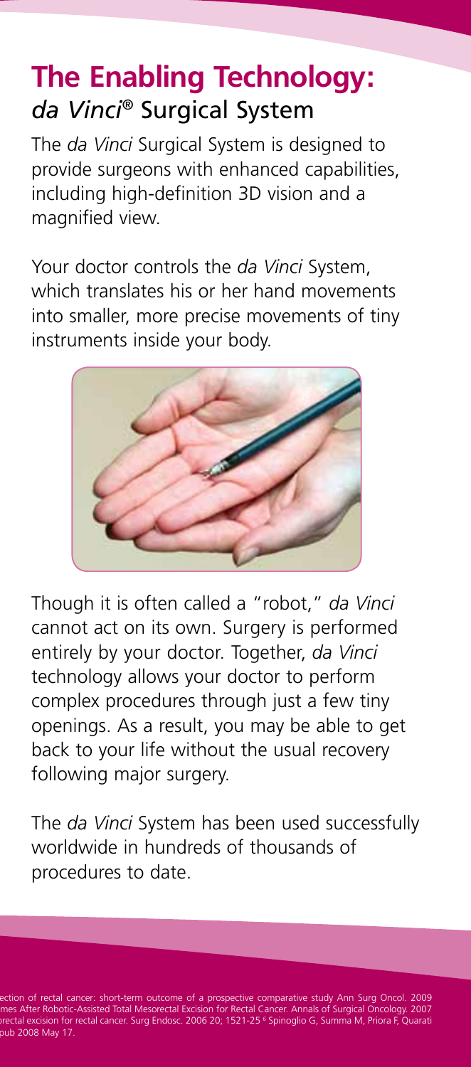# The Enabling Technology:
## *da Vinci*® Surgical System

The *da Vinci* Surgical System is designed to provide surgeons with enhanced capabilities, including high-definition 3D vision and a magnified view.

Your doctor controls the *da Vinci* System, which translates his or her hand movements into smaller, more precise movements of tiny instruments inside your body.

Though it is often called a "robot," *da Vinci* cannot act on its own. Surgery is performed entirely by your doctor. Together, *da Vinci* technology allows your doctor to perform complex procedures through just a few tiny openings. As a result, you may be able to get back to your life without the usual recovery following major surgery.

The *da Vinci* System has been used successfully worldwide in hundreds of thousands of procedures to date.

ection of rectal cancer: short-term outcome of a prospective comparative study Ann Surg Oncol. 2009 mes After Robotic-Assisted Total Mesorectal Excision for Rectal Cancer. Annals of Surgical Oncology. 2007 orectal excision for rectal cancer. Surg Endosc. 2006 20; 1521-25 [6] Spinoglio G, Summa M, Priora F, Quarati pub 2008 May 17.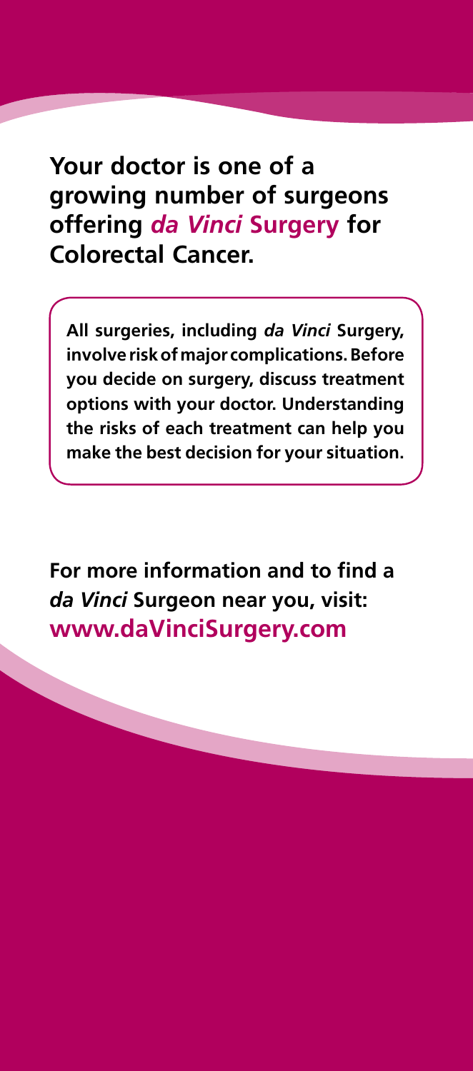## Your doctor is one of a growing number of surgeons offering *da Vinci* Surgery for Colorectal Cancer.

**All surgeries, including *da Vinci* Surgery, involve risk of major complications. Before you decide on surgery, discuss treatment options with your doctor. Understanding the risks of each treatment can help you make the best decision for your situation.**

**For more information and to find a *da Vinci* Surgeon near you, visit:**
**www.daVinciSurgery.com**